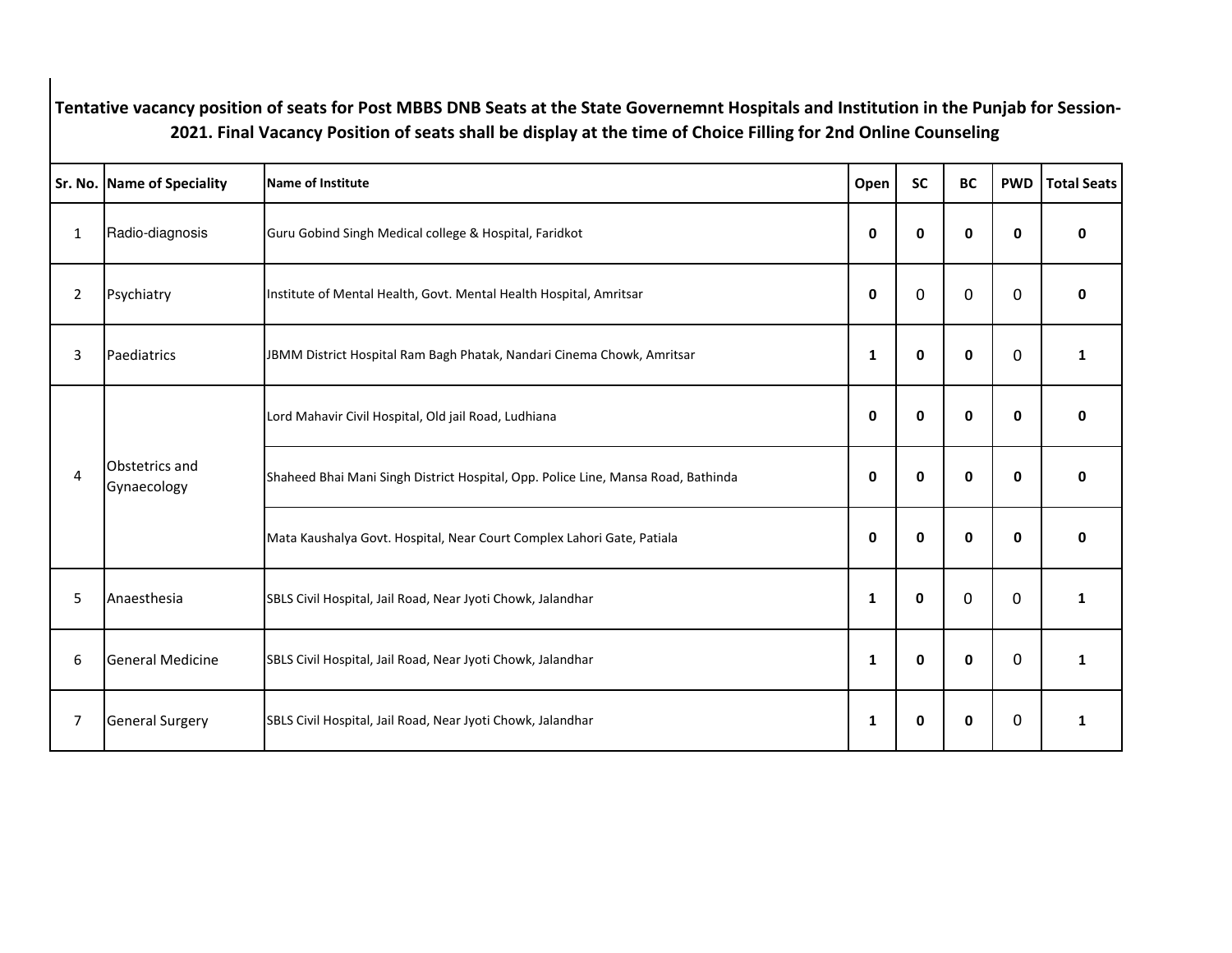**Tentative vacancy position of seats for Post MBBS DNB Seats at the State Governemnt Hospitals and Institution in the Punjab for Session-2021. Final Vacancy Position of seats shall be display at the time of Choice Filling for 2nd Online Counseling**

| Sr. No. | Name of Speciality | Name of Institute | Open | SC | BC | PWD | Total Seats |
|---|---|---|---|---|---|---|---|
| 1 | Radio-diagnosis | Guru Gobind Singh Medical college & Hospital, Faridkot | 0 | 0 | 0 | 0 | 0 |
| 2 | Psychiatry | Institute of Mental Health, Govt. Mental Health Hospital, Amritsar | 0 | 0 | 0 | 0 | 0 |
| 3 | Paediatrics | JBMM District Hospital Ram Bagh Phatak, Nandari Cinema Chowk, Amritsar | 1 | 0 | 0 | 0 | 1 |
| 4 | Obstetrics and Gynaecology | Lord Mahavir Civil Hospital, Old jail Road, Ludhiana | 0 | 0 | 0 | 0 | 0 |
| | | Shaheed Bhai Mani Singh District Hospital, Opp. Police Line, Mansa Road, Bathinda | 0 | 0 | 0 | 0 | 0 |
| | | Mata Kaushalya Govt. Hospital, Near Court Complex Lahori Gate, Patiala | 0 | 0 | 0 | 0 | 0 |
| 5 | Anaesthesia | SBLS Civil Hospital, Jail Road, Near Jyoti Chowk, Jalandhar | 1 | 0 | 0 | 0 | 1 |
| 6 | General Medicine | SBLS Civil Hospital, Jail Road, Near Jyoti Chowk, Jalandhar | 1 | 0 | 0 | 0 | 1 |
| 7 | General Surgery | SBLS Civil Hospital, Jail Road, Near Jyoti Chowk, Jalandhar | 1 | 0 | 0 | 0 | 1 |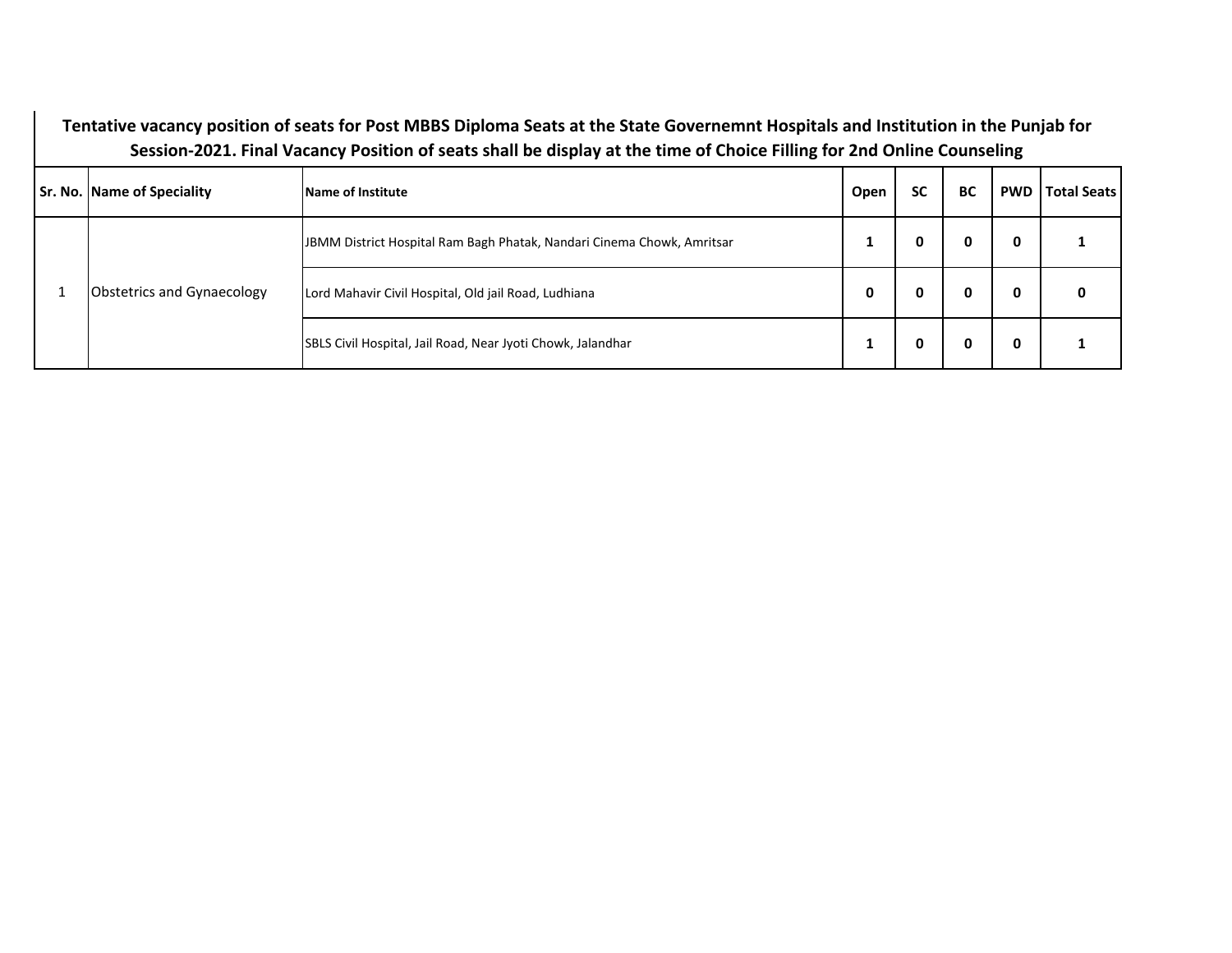**Tentative vacancy position of seats for Post MBBS Diploma Seats at the State Governemnt Hospitals and Institution in the Punjab for Session-2021. Final Vacancy Position of seats shall be display at the time of Choice Filling for 2nd Online Counseling**

| Sr. No. | Name of Speciality | Name of Institute | Open | SC | BC | PWD | Total Seats |
|---|---|---|---|---|---|---|---|
| 1 | Obstetrics and Gynaecology | JBMM District Hospital Ram Bagh Phatak, Nandari Cinema Chowk, Amritsar | 1 | 0 | 0 | 0 | 1 |
| | | Lord Mahavir Civil Hospital, Old jail Road, Ludhiana | 0 | 0 | 0 | 0 | 0 |
| | | SBLS Civil Hospital, Jail Road, Near Jyoti Chowk, Jalandhar | 1 | 0 | 0 | 0 | 1 |